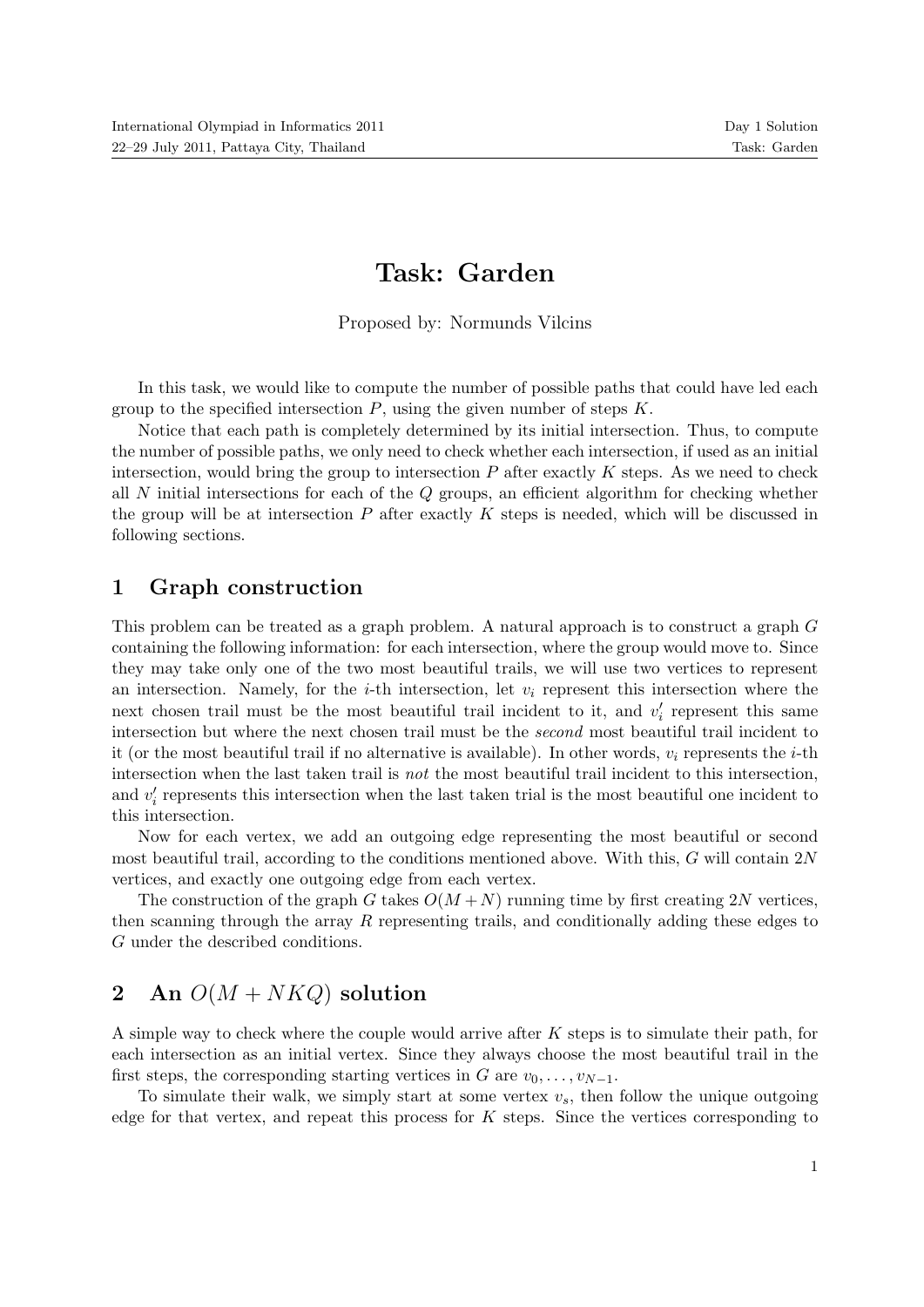# Task: Garden

Proposed by: Normunds Vilcins

In this task, we would like to compute the number of possible paths that could have led each group to the specified intersection $P$, using the given number of steps $K$.

Notice that each path is completely determined by its initial intersection. Thus, to compute the number of possible paths, we only need to check whether each intersection, if used as an initial intersection, would bring the group to intersection $P$ after exactly $K$ steps. As we need to check all $N$ initial intersections for each of the $Q$ groups, an efficient algorithm for checking whether the group will be at intersection $P$ after exactly $K$ steps is needed, which will be discussed in following sections.

## 1 Graph construction

This problem can be treated as a graph problem. A natural approach is to construct a graph $G$ containing the following information: for each intersection, where the group would move to. Since they may take only one of the two most beautiful trails, we will use two vertices to represent an intersection. Namely, for the $i$-th intersection, let $v_i$ represent this intersection where the next chosen trail must be the most beautiful trail incident to it, and $v'_i$ represent this same intersection but where the next chosen trail must be the *second* most beautiful trail incident to it (or the most beautiful trail if no alternative is available). In other words, $v_i$ represents the $i$-th intersection when the last taken trail is *not* the most beautiful trail incident to this intersection, and $v'_i$ represents this intersection when the last taken trial is the most beautiful one incident to this intersection.

Now for each vertex, we add an outgoing edge representing the most beautiful or second most beautiful trail, according to the conditions mentioned above. With this, $G$ will contain $2N$ vertices, and exactly one outgoing edge from each vertex.

The construction of the graph $G$ takes $O(M + N)$ running time by first creating $2N$ vertices, then scanning through the array $R$ representing trails, and conditionally adding these edges to $G$ under the described conditions.

## 2 An $O(M + NKQ)$ solution

A simple way to check where the couple would arrive after $K$ steps is to simulate their path, for each intersection as an initial vertex. Since they always choose the most beautiful trail in the first steps, the corresponding starting vertices in $G$ are $v_0, \ldots, v_{N-1}$.

To simulate their walk, we simply start at some vertex $v_s$, then follow the unique outgoing edge for that vertex, and repeat this process for $K$ steps. Since the vertices corresponding to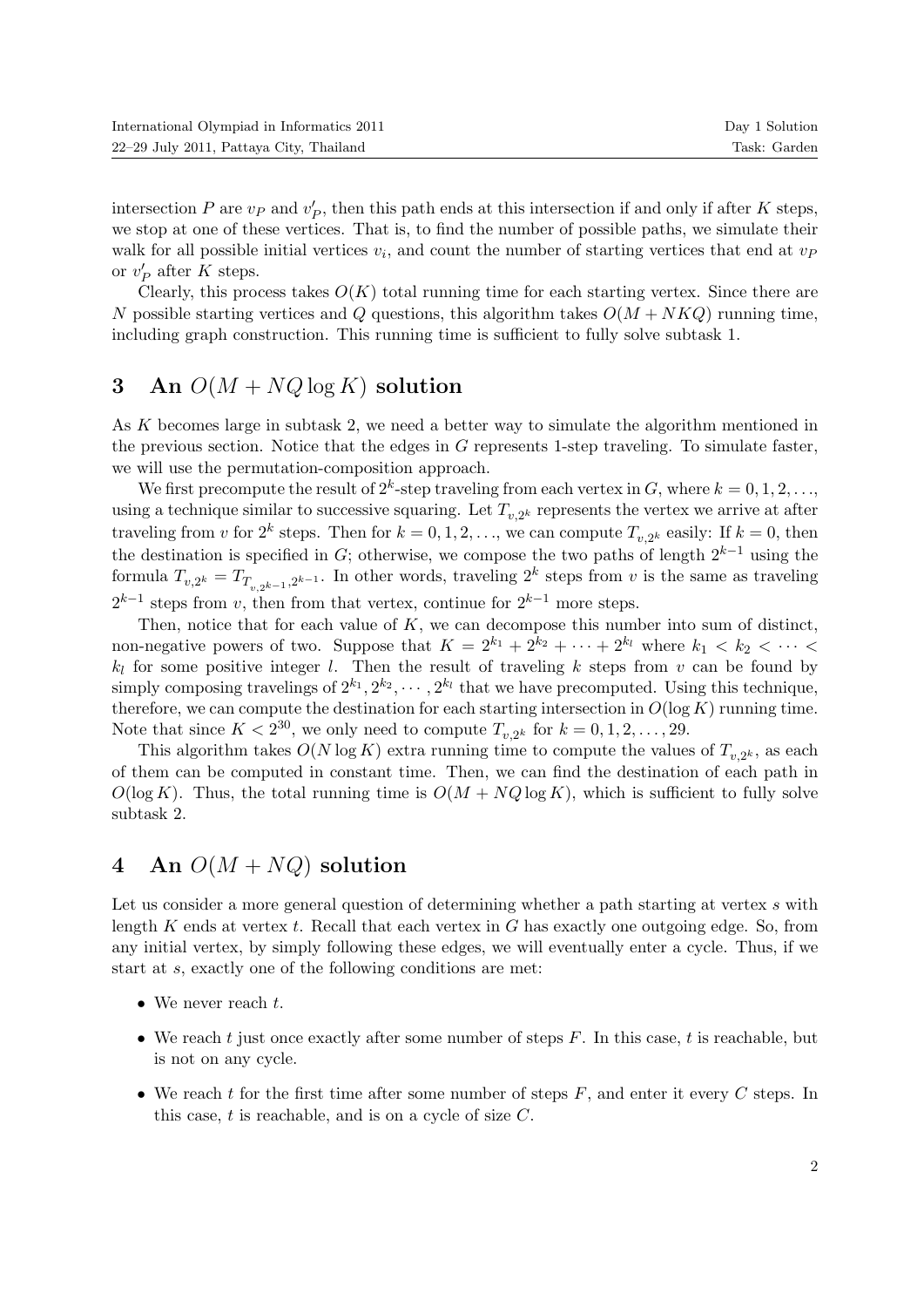intersection $P$ are $v_P$ and $v'_P$, then this path ends at this intersection if and only if after $K$ steps, we stop at one of these vertices. That is, to find the number of possible paths, we simulate their walk for all possible initial vertices $v_i$, and count the number of starting vertices that end at $v_P$ or $v'_P$ after $K$ steps.

Clearly, this process takes $O(K)$ total running time for each starting vertex. Since there are $N$ possible starting vertices and $Q$ questions, this algorithm takes $O(M + NKQ)$ running time, including graph construction. This running time is sufficient to fully solve subtask 1.

## 3 An $O(M + NQ \log K)$ solution

As $K$ becomes large in subtask 2, we need a better way to simulate the algorithm mentioned in the previous section. Notice that the edges in $G$ represents 1-step traveling. To simulate faster, we will use the permutation-composition approach.

We first precompute the result of $2^k$-step traveling from each vertex in $G$, where $k = 0, 1, 2, \ldots$, using a technique similar to successive squaring. Let $T_{v,2^k}$ represents the vertex we arrive at after traveling from $v$ for $2^k$ steps. Then for $k = 0, 1, 2, \ldots$, we can compute $T_{v,2^k}$ easily: If $k = 0$, then the destination is specified in $G$; otherwise, we compose the two paths of length $2^{k-1}$ using the formula $T_{v,2^k} = T_{T_{v,2^{k-1}},2^{k-1}}$. In other words, traveling $2^k$ steps from $v$ is the same as traveling $2^{k-1}$ steps from $v$, then from that vertex, continue for $2^{k-1}$ more steps.

Then, notice that for each value of $K$, we can decompose this number into sum of distinct, non-negative powers of two. Suppose that $K = 2^{k_1} + 2^{k_2} + \cdots + 2^{k_l}$ where $k_1 < k_2 < \cdots < k_l$ for some positive integer $l$. Then the result of traveling $k$ steps from $v$ can be found by simply composing travelings of $2^{k_1}, 2^{k_2}, \cdots, 2^{k_l}$ that we have precomputed. Using this technique, therefore, we can compute the destination for each starting intersection in $O(\log K)$ running time. Note that since $K < 2^{30}$, we only need to compute $T_{v,2^k}$ for $k = 0, 1, 2, \ldots, 29$.

This algorithm takes $O(N \log K)$ extra running time to compute the values of $T_{v,2^k}$, as each of them can be computed in constant time. Then, we can find the destination of each path in $O(\log K)$. Thus, the total running time is $O(M + NQ \log K)$, which is sufficient to fully solve subtask 2.

## 4 An $O(M + NQ)$ solution

Let us consider a more general question of determining whether a path starting at vertex $s$ with length $K$ ends at vertex $t$. Recall that each vertex in $G$ has exactly one outgoing edge. So, from any initial vertex, by simply following these edges, we will eventually enter a cycle. Thus, if we start at $s$, exactly one of the following conditions are met:

- We never reach $t$.
- We reach $t$ just once exactly after some number of steps $F$. In this case, $t$ is reachable, but is not on any cycle.
- We reach $t$ for the first time after some number of steps $F$, and enter it every $C$ steps. In this case, $t$ is reachable, and is on a cycle of size $C$.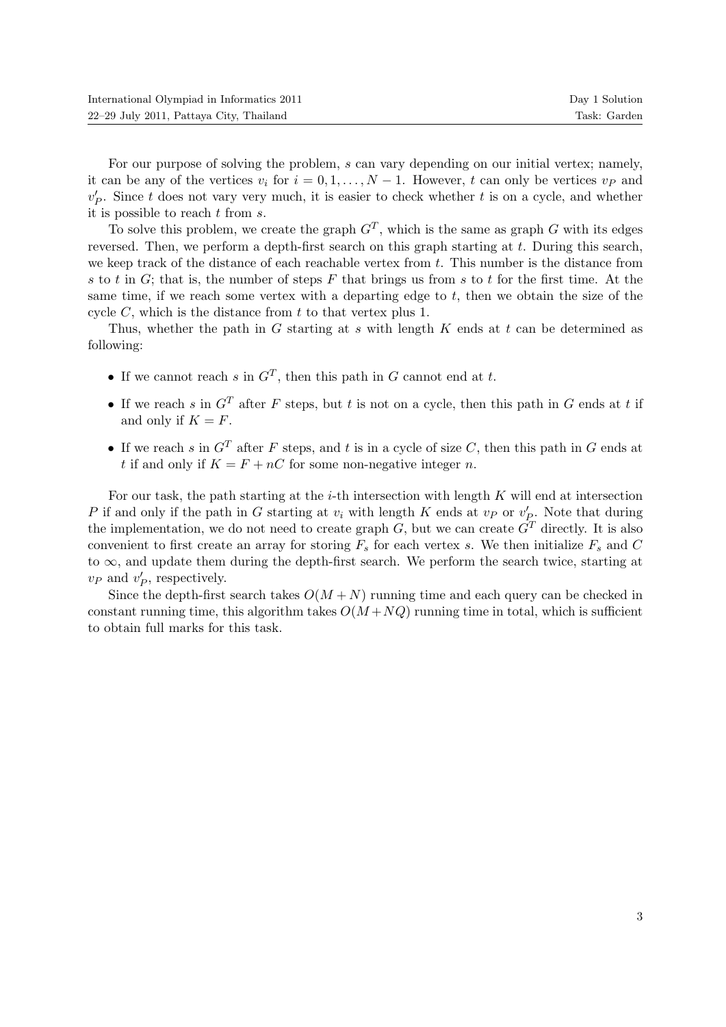For our purpose of solving the problem, $s$ can vary depending on our initial vertex; namely, it can be any of the vertices $v_i$ for $i = 0, 1, \ldots, N-1$. However, $t$ can only be vertices $v_P$ and $v'_P$. Since $t$ does not vary very much, it is easier to check whether $t$ is on a cycle, and whether it is possible to reach $t$ from $s$.

To solve this problem, we create the graph $G^T$, which is the same as graph $G$ with its edges reversed. Then, we perform a depth-first search on this graph starting at $t$. During this search, we keep track of the distance of each reachable vertex from $t$. This number is the distance from $s$ to $t$ in $G$; that is, the number of steps $F$ that brings us from $s$ to $t$ for the first time. At the same time, if we reach some vertex with a departing edge to $t$, then we obtain the size of the cycle $C$, which is the distance from $t$ to that vertex plus 1.

Thus, whether the path in $G$ starting at $s$ with length $K$ ends at $t$ can be determined as following:

- If we cannot reach $s$ in $G^T$, then this path in $G$ cannot end at $t$.
- If we reach $s$ in $G^T$ after $F$ steps, but $t$ is not on a cycle, then this path in $G$ ends at $t$ if and only if $K = F$.
- If we reach $s$ in $G^T$ after $F$ steps, and $t$ is in a cycle of size $C$, then this path in $G$ ends at $t$ if and only if $K = F + nC$ for some non-negative integer $n$.

For our task, the path starting at the $i$-th intersection with length $K$ will end at intersection $P$ if and only if the path in $G$ starting at $v_i$ with length $K$ ends at $v_P$ or $v'_P$. Note that during the implementation, we do not need to create graph $G$, but we can create $G^T$ directly. It is also convenient to first create an array for storing $F_s$ for each vertex $s$. We then initialize $F_s$ and $C$ to $\infty$, and update them during the depth-first search. We perform the search twice, starting at $v_P$ and $v'_P$, respectively.

Since the depth-first search takes $O(M + N)$ running time and each query can be checked in constant running time, this algorithm takes $O(M + NQ)$ running time in total, which is sufficient to obtain full marks for this task.